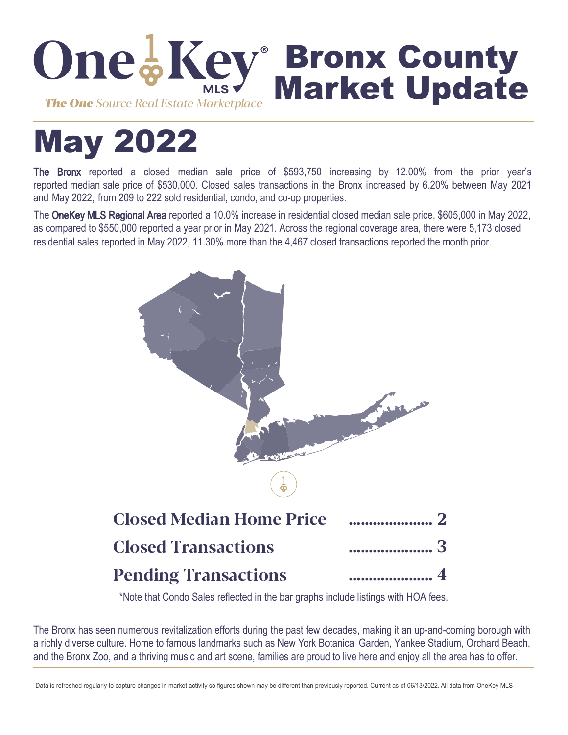# OneKey MLS Bronx County Market Update

*The One Source Real Estate Marketplace*

# May 2022

**The Bronx** reported a closed median sale price of $593,750 increasing by 12.00% from the prior year's reported median sale price of $530,000. Closed sales transactions in the Bronx increased by 6.20% between May 2021 and May 2022, from 209 to 222 sold residential, condo, and co-op properties.

The **OneKey MLS Regional Area** reported a 10.0% increase in residential closed median sale price, $605,000 in May 2022, as compared to $550,000 reported a year prior in May 2021. Across the regional coverage area, there were 5,173 closed residential sales reported in May 2022, 11.30% more than the 4,467 closed transactions reported the month prior.

| | |
|---|---|
| **Closed Median Home Price** | 2 |
| **Closed Transactions** | 3 |
| **Pending Transactions** | 4 |

*Note that Condo Sales reflected in the bar graphs include listings with HOA fees.

The Bronx has seen numerous revitalization efforts during the past few decades, making it an up-and-coming borough with a richly diverse culture. Home to famous landmarks such as New York Botanical Garden, Yankee Stadium, Orchard Beach, and the Bronx Zoo, and a thriving music and art scene, families are proud to live here and enjoy all the area has to offer.

Data is refreshed regularly to capture changes in market activity so figures shown may be different than previously reported. Current as of 06/13/2022. All data from OneKey MLS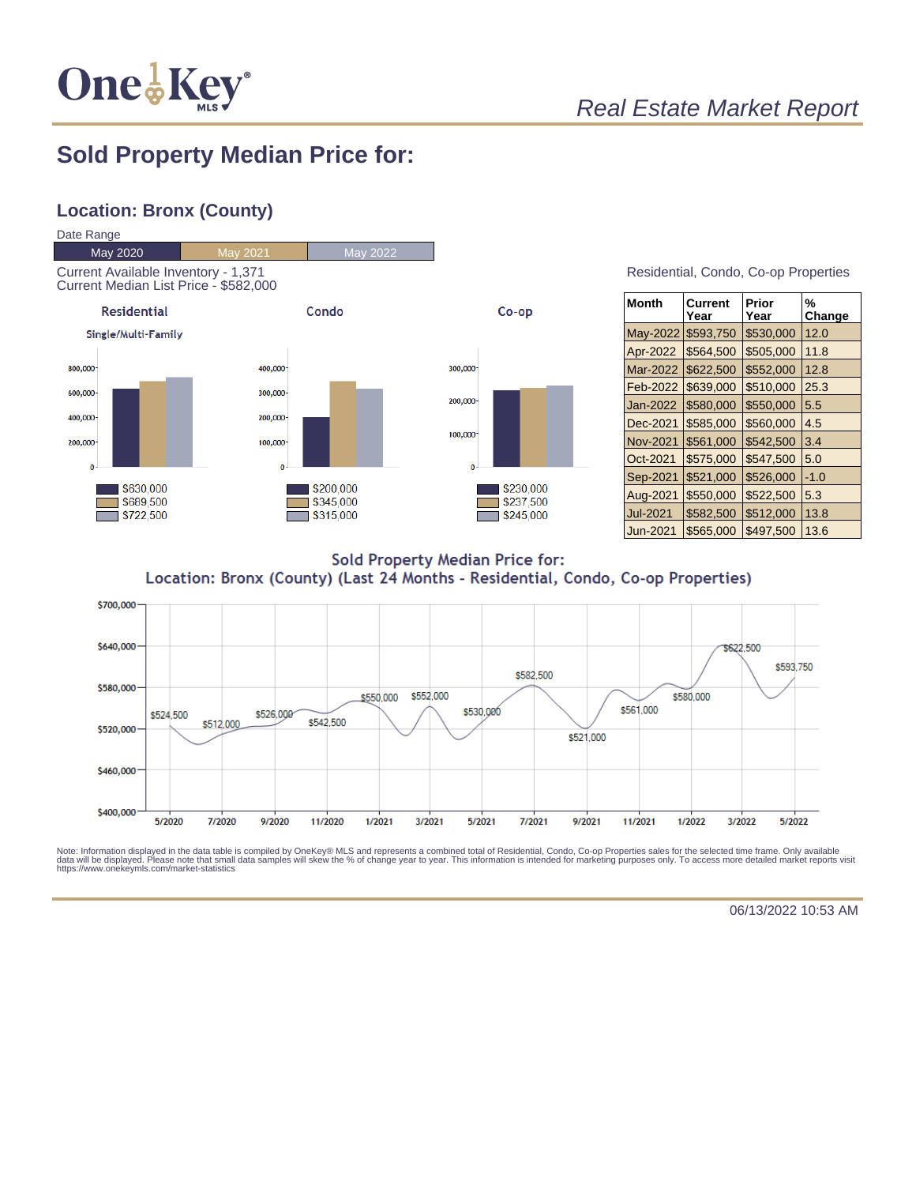*Real Estate Market Report*

## Sold Property Median Price for:

### Location: Bronx (County)

Date Range

| May 2020 | May 2021 | May 2022 |
|---|---|---|

Current Available Inventory - 1,371
Current Median List Price - $582,000

**Residential**
Single/Multi-Family

- May 2020: $630,000
- May 2021: $689,500
- May 2022: $722,500

**Condo**

- May 2020: $200,000
- May 2021: $345,000
- May 2022: $315,000

**Co-op**

- May 2020: $230,000
- May 2021: $237,500
- May 2022: $245,000

Residential, Condo, Co-op Properties

| Month | Current Year | Prior Year | % Change |
|---|---|---|---|
| May-2022 | $593,750 | $530,000 | 12.0 |
| Apr-2022 | $564,500 | $505,000 | 11.8 |
| Mar-2022 | $622,500 | $552,000 | 12.8 |
| Feb-2022 | $639,000 | $510,000 | 25.3 |
| Jan-2022 | $580,000 | $550,000 | 5.5 |
| Dec-2021 | $585,000 | $560,000 | 4.5 |
| Nov-2021 | $561,000 | $542,500 | 3.4 |
| Oct-2021 | $575,000 | $547,500 | 5.0 |
| Sep-2021 | $521,000 | $526,000 | -1.0 |
| Aug-2021 | $550,000 | $522,500 | 5.3 |
| Jul-2021 | $582,500 | $512,000 | 13.8 |
| Jun-2021 | $565,000 | $497,500 | 13.6 |

**Sold Property Median Price for:**
**Location: Bronx (County) (Last 24 Months - Residential, Condo, Co-op Properties)**

| Month | Median Price |
|---|---|
| 5/2020 | $524,500 |
| 7/2020 | $512,000 |
| 9/2020 | $526,000 |
| 11/2020 | $542,500 |
| 1/2021 | $550,000 |
| 3/2021 | $552,000 |
| 5/2021 | $530,000 |
| 7/2021 | $582,500 |
| 9/2021 | $521,000 |
| 11/2021 | $561,000 |
| 1/2022 | $580,000 |
| 3/2022 | $622,500 |
| 5/2022 | $593,750 |

Note: Information displayed in the data table is compiled by OneKey® MLS and represents a combined total of Residential, Condo, Co-op Properties sales for the selected time frame. Only available data will be displayed. Please note that small data samples will skew the % of change year to year. This information is intended for marketing purposes only. To access more detailed market reports visit https://www.onekeymls.com/market-statistics

06/13/2022 10:53 AM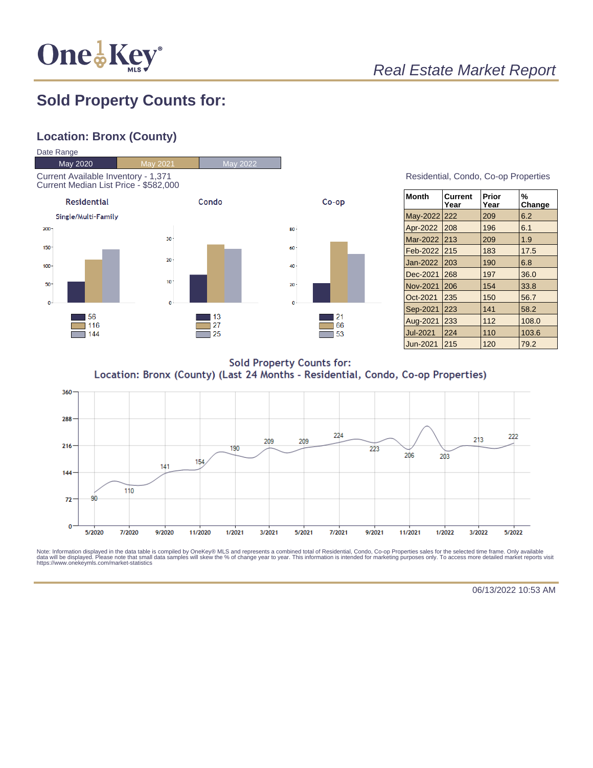*Real Estate Market Report*

# Sold Property Counts for:

## Location: Bronx (County)

Date Range

| May 2020 | May 2021 | May 2022 |
|---|---|---|

Current Available Inventory - 1,371
Current Median List Price - $582,000

**Residential**

Single/Multi-Family

| | Residential | Condo | Co-op |
|---|---|---|---|
| May 2020 | 56 | 13 | 21 |
| May 2021 | 116 | 27 | 66 |
| May 2022 | 144 | 25 | 53 |

Residential, Condo, Co-op Properties

| Month | Current Year | Prior Year | % Change |
|---|---|---|---|
| May-2022 | 222 | 209 | 6.2 |
| Apr-2022 | 208 | 196 | 6.1 |
| Mar-2022 | 213 | 209 | 1.9 |
| Feb-2022 | 215 | 183 | 17.5 |
| Jan-2022 | 203 | 190 | 6.8 |
| Dec-2021 | 268 | 197 | 36.0 |
| Nov-2021 | 206 | 154 | 33.8 |
| Oct-2021 | 235 | 150 | 56.7 |
| Sep-2021 | 223 | 141 | 58.2 |
| Aug-2021 | 233 | 112 | 108.0 |
| Jul-2021 | 224 | 110 | 103.6 |
| Jun-2021 | 215 | 120 | 79.2 |

Sold Property Counts for:
Location: Bronx (County) (Last 24 Months - Residential, Condo, Co-op Properties)

| 5/2020 | 7/2020 | 9/2020 | 11/2020 | 1/2021 | 3/2021 | 5/2021 | 7/2021 | 9/2021 | 11/2021 | 1/2022 | 3/2022 | 5/2022 |
|---|---|---|---|---|---|---|---|---|---|---|---|---|
| 90 | 110 | 141 | 154 | 190 | 209 | 209 | 224 | 223 | 206 | 203 | 213 | 222 |

Note: Information displayed in the data table is compiled by OneKey® MLS and represents a combined total of Residential, Condo, Co-op Properties sales for the selected time frame. Only available data will be displayed. Please note that small data samples will skew the % of change year to year. This information is intended for marketing purposes only. To access more detailed market reports visit https://www.onekeymls.com/market-statistics

06/13/2022 10:53 AM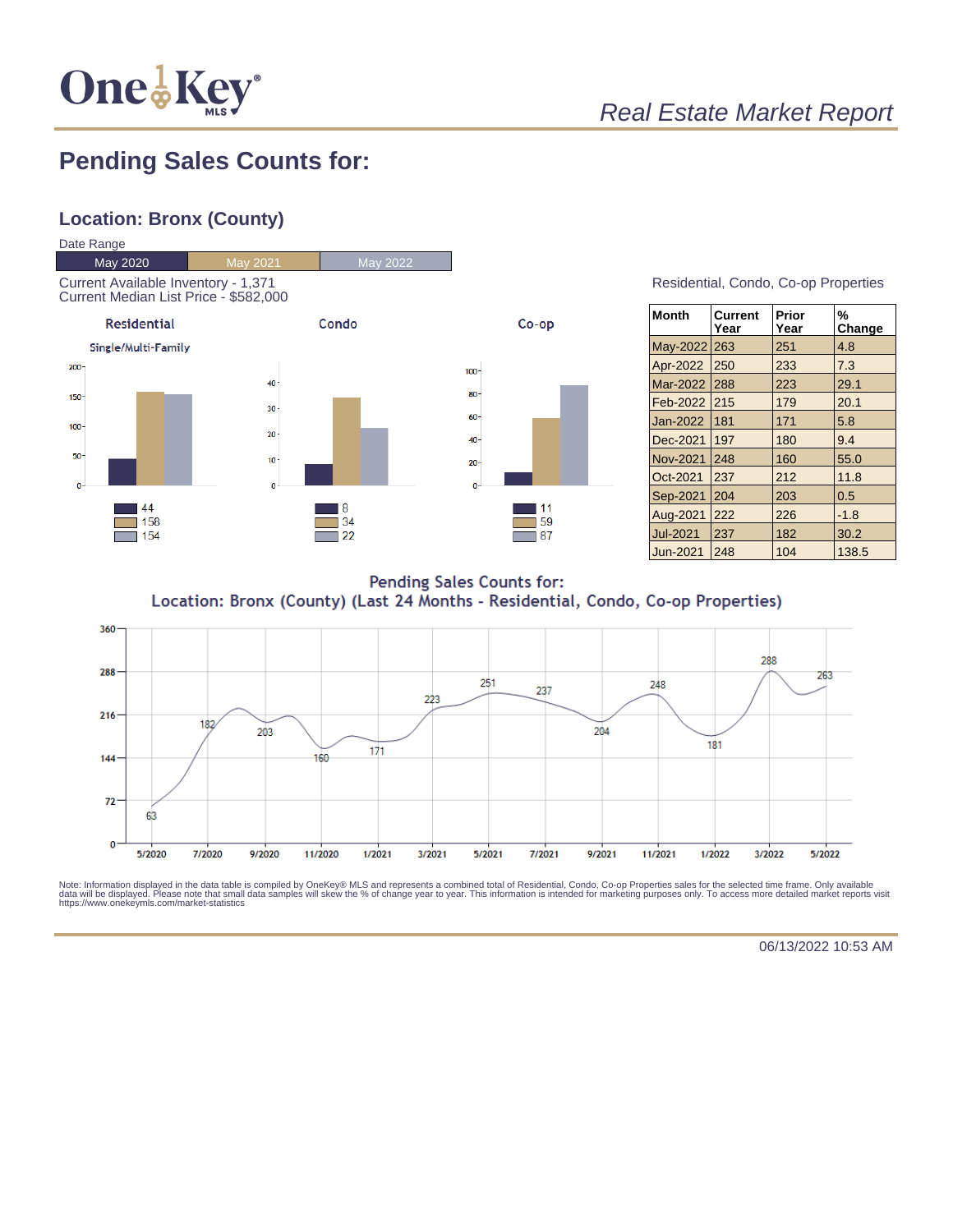# Pending Sales Counts for:

## Location: Bronx (County)

Date Range

May 2020 | May 2021 | May 2022

Current Available Inventory - 1,371
Current Median List Price - $582,000

Residential

Single/Multi-Family

200
150
100
50
0

44
158
154

Condo

40
30
20
10
0

8
34
22

Co-op

100
80
60
40
20
0

11
59
87

Residential, Condo, Co-op Properties

| Month | Current Year | Prior Year | % Change |
|---|---|---|---|
| May-2022 | 263 | 251 | 4.8 |
| Apr-2022 | 250 | 233 | 7.3 |
| Mar-2022 | 288 | 223 | 29.1 |
| Feb-2022 | 215 | 179 | 20.1 |
| Jan-2022 | 181 | 171 | 5.8 |
| Dec-2021 | 197 | 180 | 9.4 |
| Nov-2021 | 248 | 160 | 55.0 |
| Oct-2021 | 237 | 212 | 11.8 |
| Sep-2021 | 204 | 203 | 0.5 |
| Aug-2021 | 222 | 226 | -1.8 |
| Jul-2021 | 237 | 182 | 30.2 |
| Jun-2021 | 248 | 104 | 138.5 |

Pending Sales Counts for:
Location: Bronx (County) (Last 24 Months - Residential, Condo, Co-op Properties)

360
288
216
144
72
0

63
182
203
160
171
223
251
237
204
248
181
288
263

5/2020 7/2020 9/2020 11/2020 1/2021 3/2021 5/2021 7/2021 9/2021 11/2021 1/2022 3/2022 5/2022

Note: Information displayed in the data table is compiled by OneKey® MLS and represents a combined total of Residential, Condo, Co-op Properties sales for the selected time frame. Only available data will be displayed. Please note that small data samples will skew the % of change year to year. This information is intended for marketing purposes only. To access more detailed market reports visit https://www.onekeymls.com/market-statistics

06/13/2022 10:53 AM